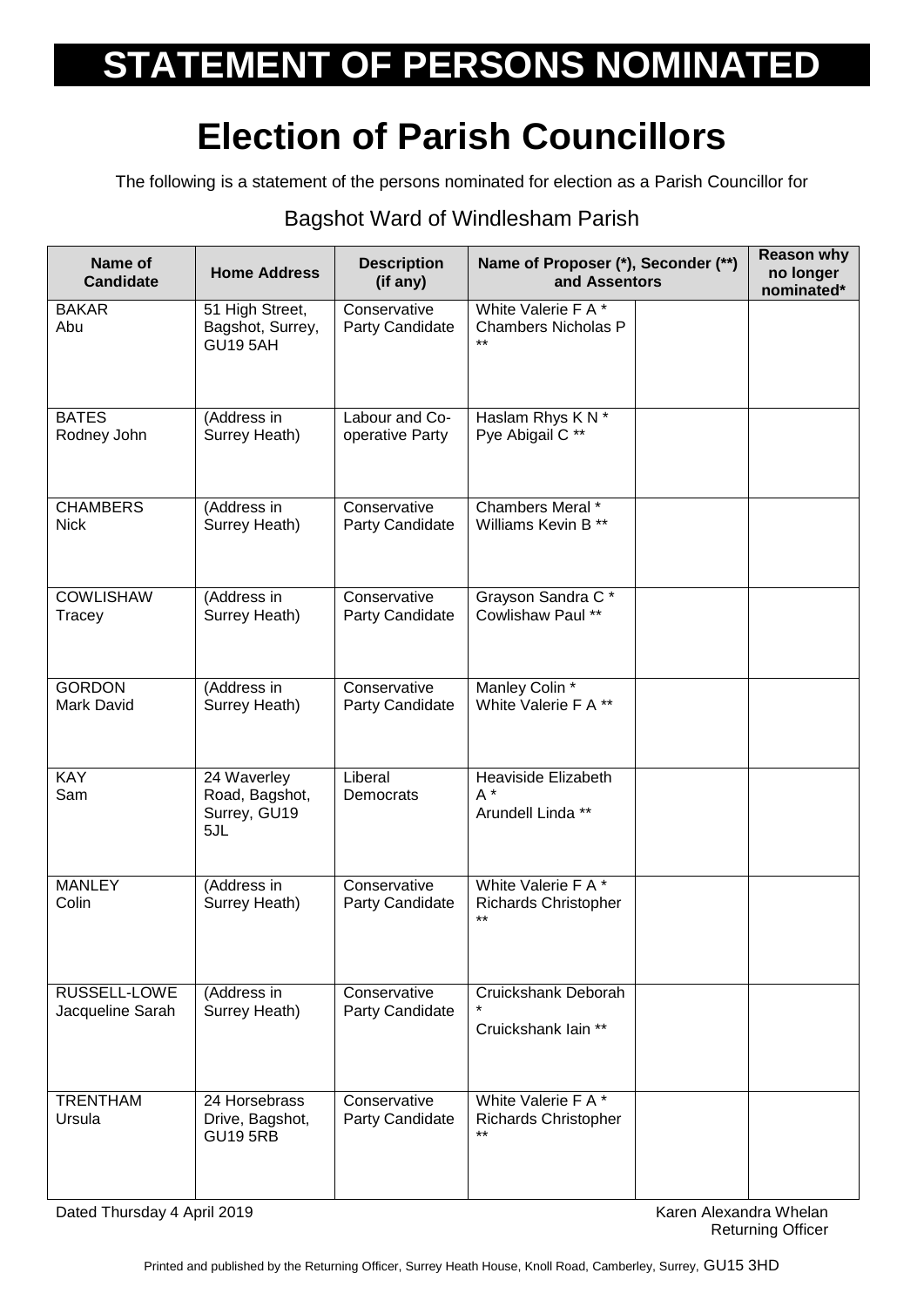# STATEMENT OF PERSONS NOMINATED

## Election of Parish Councillors

The following is a statement of the persons nominated for election as a Parish Councillor for

### Bagshot Ward of Windlesham Parish

| Name of Candidate | Home Address | Description (if any) | Name of Proposer (*), Seconder (**) and Assentors | | Reason why no longer nominated* |
|---|---|---|---|---|---|
| BAKAR Abu | 51 High Street, Bagshot, Surrey, GU19 5AH | Conservative Party Candidate | White Valerie F A * Chambers Nicholas P ** | | |
| BATES Rodney John | (Address in Surrey Heath) | Labour and Co-operative Party | Haslam Rhys K N * Pye Abigail C ** | | |
| CHAMBERS Nick | (Address in Surrey Heath) | Conservative Party Candidate | Chambers Meral * Williams Kevin B ** | | |
| COWLISHAW Tracey | (Address in Surrey Heath) | Conservative Party Candidate | Grayson Sandra C * Cowlishaw Paul ** | | |
| GORDON Mark David | (Address in Surrey Heath) | Conservative Party Candidate | Manley Colin * White Valerie F A ** | | |
| KAY Sam | 24 Waverley Road, Bagshot, Surrey, GU19 5JL | Liberal Democrats | Heaviside Elizabeth A * Arundell Linda ** | | |
| MANLEY Colin | (Address in Surrey Heath) | Conservative Party Candidate | White Valerie F A * Richards Christopher ** | | |
| RUSSELL-LOWE Jacqueline Sarah | (Address in Surrey Heath) | Conservative Party Candidate | Cruickshank Deborah * Cruickshank Iain ** | | |
| TRENTHAM Ursula | 24 Horsebrass Drive, Bagshot, GU19 5RB | Conservative Party Candidate | White Valerie F A * Richards Christopher ** | | |

Dated Thursday 4 April 2019

Karen Alexandra Whelan
Returning Officer

Printed and published by the Returning Officer, Surrey Heath House, Knoll Road, Camberley, Surrey, GU15 3HD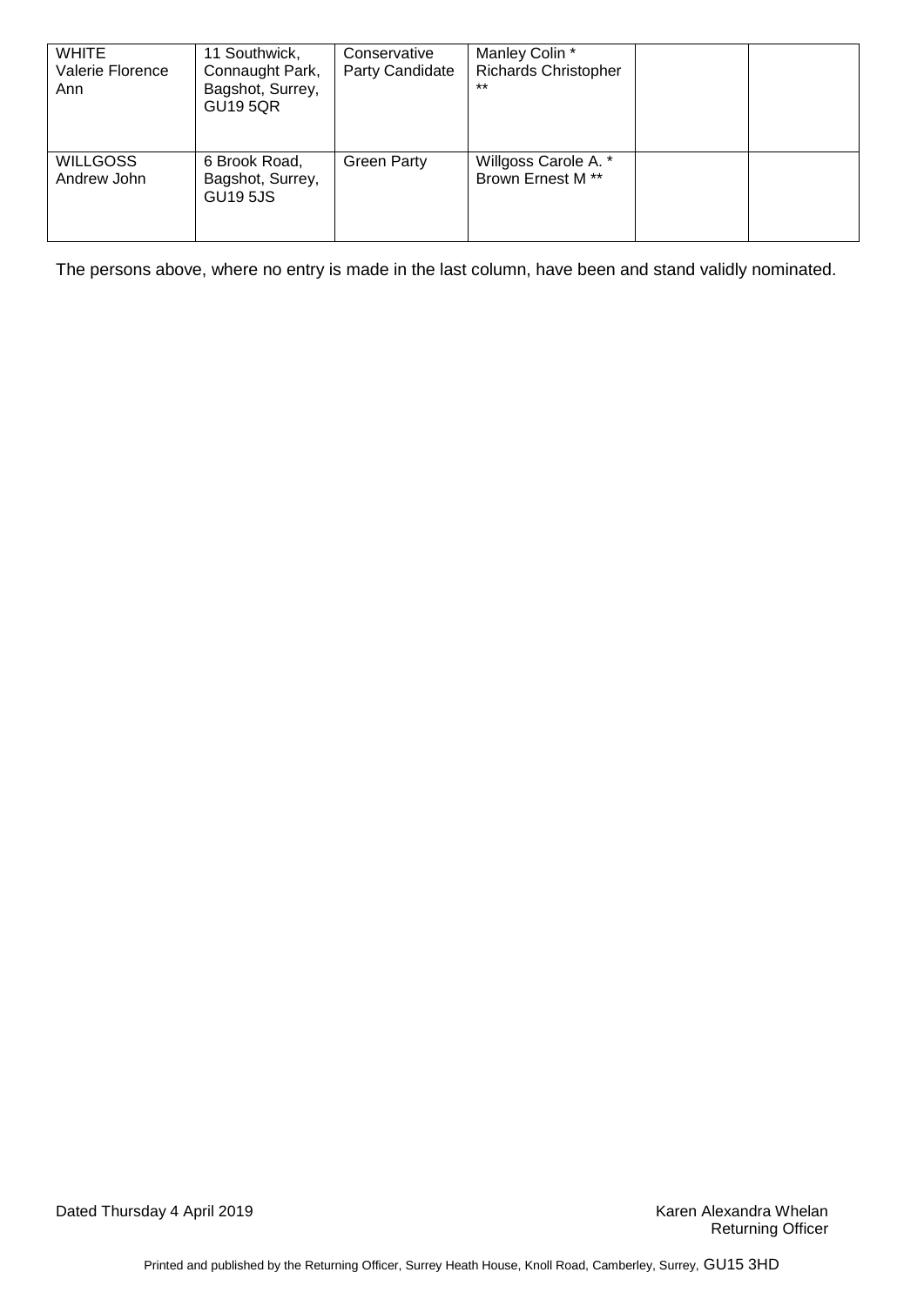| | | | | | |
|---|---|---|---|---|---|
| WHITE Valerie Florence Ann | 11 Southwick, Connaught Park, Bagshot, Surrey, GU19 5QR | Conservative Party Candidate | Manley Colin * Richards Christopher ** | | |
| WILLGOSS Andrew John | 6 Brook Road, Bagshot, Surrey, GU19 5JS | Green Party | Willgoss Carole A. * Brown Ernest M ** | | |

The persons above, where no entry is made in the last column, have been and stand validly nominated.

Dated Thursday 4 April 2019

Karen Alexandra Whelan
Returning Officer

Printed and published by the Returning Officer, Surrey Heath House, Knoll Road, Camberley, Surrey, GU15 3HD